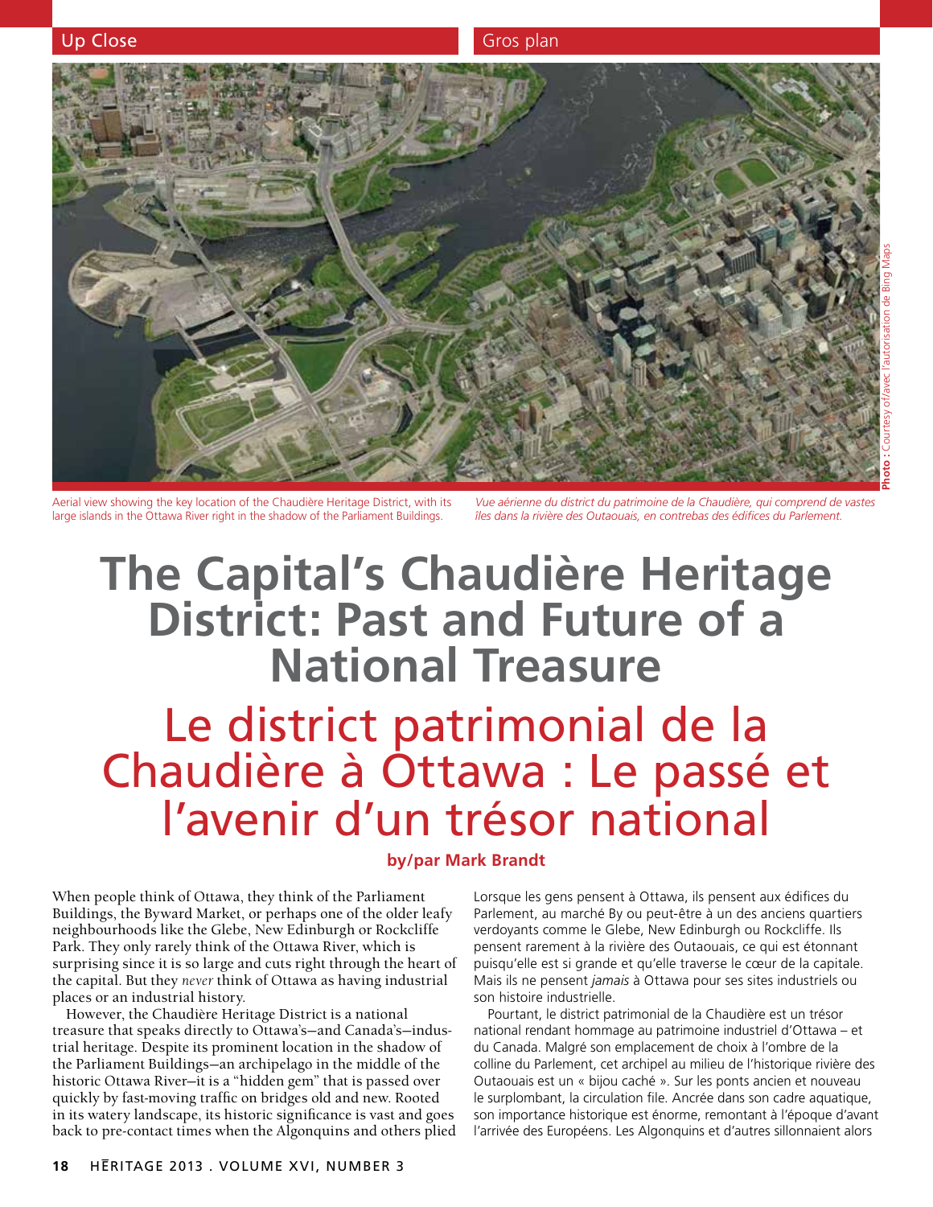Up Close | Gros plan

Aerial view showing the key location of the Chaudière Heritage District, with its large islands in the Ottawa River right in the shadow of the Parliament Buildings.

*Vue aérienne du district du patrimoine de la Chaudière, qui comprend de vastes îles dans la rivière des Outaouais, en contrebas des édifices du Parlement.*

**Photo :** Courtesy of/avec l'autorisation de Bing Maps

# The Capital's Chaudière Heritage District: Past and Future of a National Treasure

# Le district patrimonial de la Chaudière à Ottawa : Le passé et l'avenir d'un trésor national

**by/par Mark Brandt**

When people think of Ottawa, they think of the Parliament Buildings, the Byward Market, or perhaps one of the older leafy neighbourhoods like the Glebe, New Edinburgh or Rockcliffe Park. They only rarely think of the Ottawa River, which is surprising since it is so large and cuts right through the heart of the capital. But they *never* think of Ottawa as having industrial places or an industrial history.

However, the Chaudière Heritage District is a national treasure that speaks directly to Ottawa's—and Canada's—industrial heritage. Despite its prominent location in the shadow of the Parliament Buildings—an archipelago in the middle of the historic Ottawa River—it is a "hidden gem" that is passed over quickly by fast-moving traffic on bridges old and new. Rooted in its watery landscape, its historic significance is vast and goes back to pre-contact times when the Algonquins and others plied

Lorsque les gens pensent à Ottawa, ils pensent aux édifices du Parlement, au marché By ou peut-être à un des anciens quartiers verdoyants comme le Glebe, New Edinburgh ou Rockcliffe. Ils pensent rarement à la rivière des Outaouais, ce qui est étonnant puisqu'elle est si grande et qu'elle traverse le cœur de la capitale. Mais ils ne pensent *jamais* à Ottawa pour ses sites industriels ou son histoire industrielle.

Pourtant, le district patrimonial de la Chaudière est un trésor national rendant hommage au patrimoine industriel d'Ottawa – et du Canada. Malgré son emplacement de choix à l'ombre de la colline du Parlement, cet archipel au milieu de l'historique rivière des Outaouais est un « bijou caché ». Sur les ponts ancien et nouveau le surplombant, la circulation file. Ancrée dans son cadre aquatique, son importance historique est énorme, remontant à l'époque d'avant l'arrivée des Européens. Les Algonquins et d'autres sillonnaient alors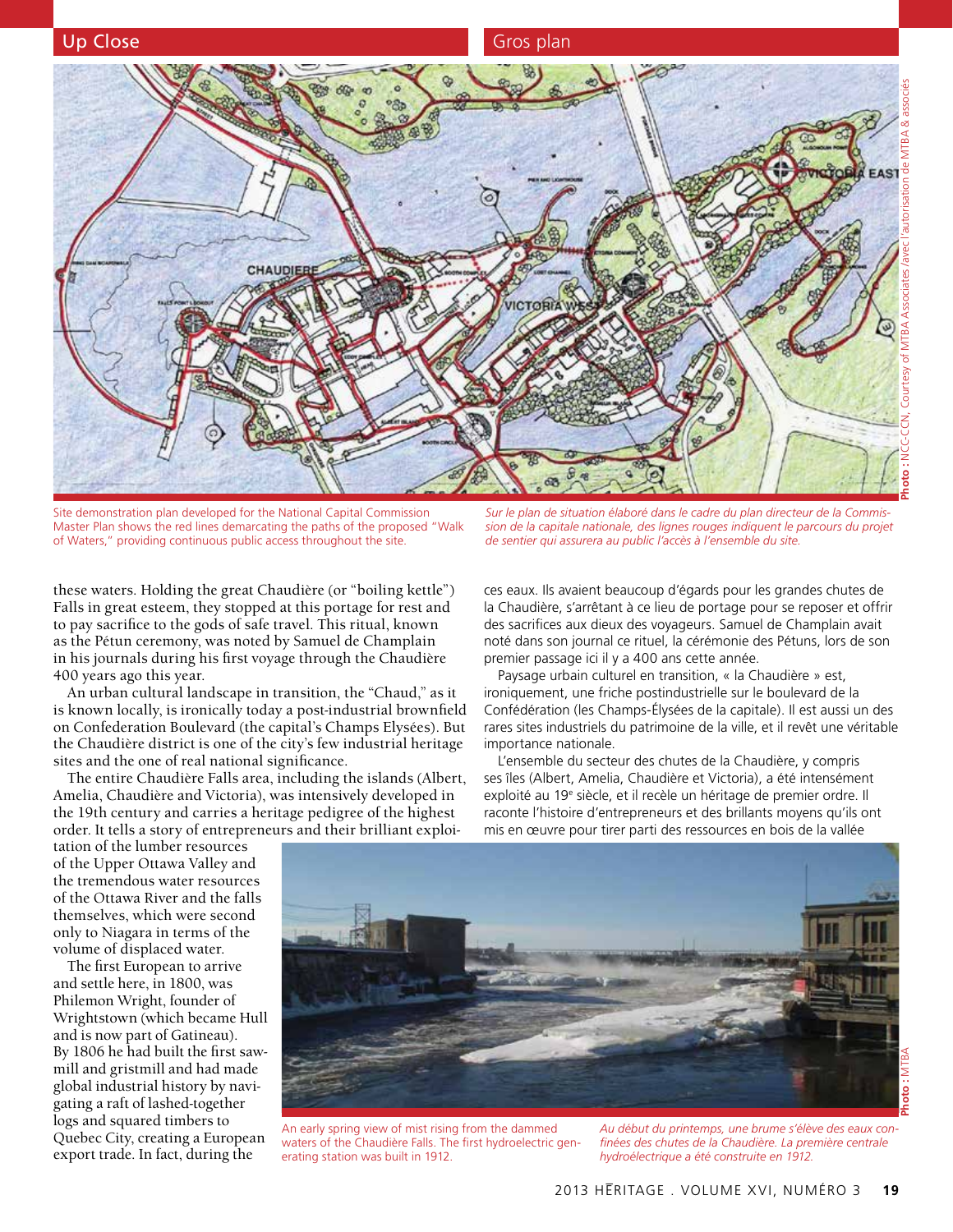## Up Close

## Gros plan

Site demonstration plan developed for the National Capital Commission Master Plan shows the red lines demarcating the paths of the proposed "Walk of Waters," providing continuous public access throughout the site.

*Sur le plan de situation élaboré dans le cadre du plan directeur de la Commission de la capitale nationale, des lignes rouges indiquent le parcours du projet de sentier qui assurera au public l'accès à l'ensemble du site.*

Photo : NCC-CCN, Courtesy of MTBA Associates /avec l'autorisation de MTBA & associés

these waters. Holding the great Chaudière (or "boiling kettle") Falls in great esteem, they stopped at this portage for rest and to pay sacrifice to the gods of safe travel. This ritual, known as the Pétun ceremony, was noted by Samuel de Champlain in his journals during his first voyage through the Chaudière 400 years ago this year.

An urban cultural landscape in transition, the "Chaud," as it is known locally, is ironically today a post-industrial brownfield on Confederation Boulevard (the capital's Champs Elysées). But the Chaudière district is one of the city's few industrial heritage sites and the one of real national significance.

The entire Chaudière Falls area, including the islands (Albert, Amelia, Chaudière and Victoria), was intensively developed in the 19th century and carries a heritage pedigree of the highest order. It tells a story of entrepreneurs and their brilliant exploitation of the lumber resources of the Upper Ottawa Valley and the tremendous water resources of the Ottawa River and the falls themselves, which were second only to Niagara in terms of the volume of displaced water.

The first European to arrive and settle here, in 1800, was Philemon Wright, founder of Wrightstown (which became Hull and is now part of Gatineau). By 1806 he had built the first sawmill and gristmill and had made global industrial history by navigating a raft of lashed-together logs and squared timbers to Quebec City, creating a European export trade. In fact, during the

ces eaux. Ils avaient beaucoup d'égards pour les grandes chutes de la Chaudière, s'arrêtant à ce lieu de portage pour se reposer et offrir des sacrifices aux dieux des voyageurs. Samuel de Champlain avait noté dans son journal ce rituel, la cérémonie des Pétuns, lors de son premier passage ici il y a 400 ans cette année.

Paysage urbain culturel en transition, « la Chaudière » est, ironiquement, une friche postindustrielle sur le boulevard de la Confédération (les Champs-Élysées de la capitale). Il est aussi un des rares sites industriels du patrimoine de la ville, et il revêt une véritable importance nationale.

L'ensemble du secteur des chutes de la Chaudière, y compris ses îles (Albert, Amelia, Chaudière et Victoria), a été intensément exploité au 19e siècle, et il recèle un héritage de premier ordre. Il raconte l'histoire d'entrepreneurs et des brillants moyens qu'ils ont mis en œuvre pour tirer parti des ressources en bois de la vallée

An early spring view of mist rising from the dammed waters of the Chaudière Falls. The first hydroelectric generating station was built in 1912.

*Au début du printemps, une brume s'élève des eaux confinées des chutes de la Chaudière. La première centrale hydroélectrique a été construite en 1912.*

Photo : MTBA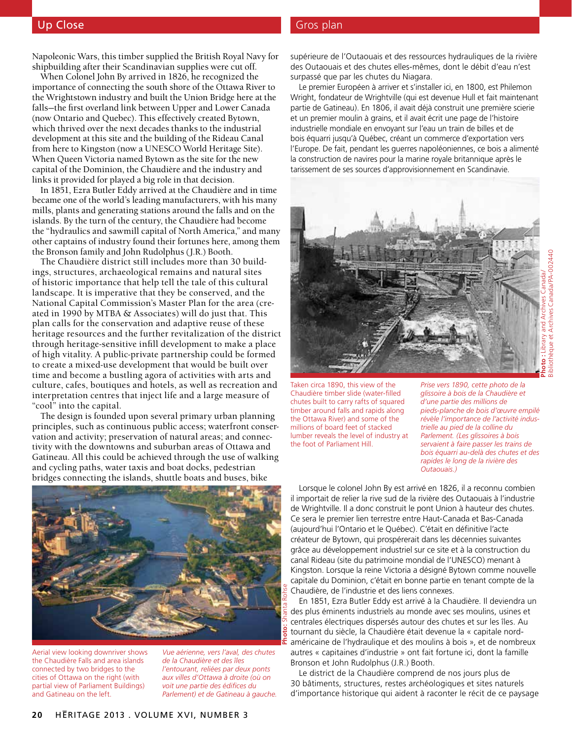## Up Close

Napoleonic Wars, this timber supplied the British Royal Navy for shipbuilding after their Scandinavian supplies were cut off.

When Colonel John By arrived in 1826, he recognized the importance of connecting the south shore of the Ottawa River to the Wrightstown industry and built the Union Bridge here at the falls—the first overland link between Upper and Lower Canada (now Ontario and Quebec). This effectively created Bytown, which thrived over the next decades thanks to the industrial development at this site and the building of the Rideau Canal from here to Kingston (now a UNESCO World Heritage Site). When Queen Victoria named Bytown as the site for the new capital of the Dominion, the Chaudière and the industry and links it provided for played a big role in that decision.

In 1851, Ezra Butler Eddy arrived at the Chaudière and in time became one of the world's leading manufacturers, with his many mills, plants and generating stations around the falls and on the islands. By the turn of the century, the Chaudière had become the "hydraulics and sawmill capital of North America," and many other captains of industry found their fortunes here, among them the Bronson family and John Rudolphus (J.R.) Booth.

The Chaudière district still includes more than 30 buildings, structures, archaeological remains and natural sites of historic importance that help tell the tale of this cultural landscape. It is imperative that they be conserved, and the National Capital Commission's Master Plan for the area (created in 1990 by MTBA & Associates) will do just that. This plan calls for the conservation and adaptive reuse of these heritage resources and the further revitalization of the district through heritage-sensitive infill development to make a place of high vitality. A public-private partnership could be formed to create a mixed-use development that would be built over time and become a bustling agora of activities with arts and culture, cafes, boutiques and hotels, as well as recreation and interpretation centres that inject life and a large measure of "cool" into the capital.

The design is founded upon several primary urban planning principles, such as continuous public access; waterfront conservation and activity; preservation of natural areas; and connectivity with the downtowns and suburban areas of Ottawa and Gatineau. All this could be achieved through the use of walking and cycling paths, water taxis and boat docks, pedestrian bridges connecting the islands, shuttle boats and buses, bike

Photo: Shanta Rohse

Aerial view looking downriver shows the Chaudière Falls and area islands connected by two bridges to the cities of Ottawa on the right (with partial view of Parliament Buildings) and Gatineau on the left.

*Vue aérienne, vers l'aval, des chutes de la Chaudière et des îles l'entourant, reliées par deux ponts aux villes d'Ottawa à droite (où on voit une partie des édifices du Parlement) et de Gatineau à gauche.*

## Gros plan

supérieure de l'Outaouais et des ressources hydrauliques de la rivière des Outaouais et des chutes elles-mêmes, dont le débit d'eau n'est surpassé que par les chutes du Niagara.

Le premier Européen à arriver et s'installer ici, en 1800, est Philemon Wright, fondateur de Wrightville (qui est devenue Hull et fait maintenant partie de Gatineau). En 1806, il avait déjà construit une première scierie et un premier moulin à grains, et il avait écrit une page de l'histoire industrielle mondiale en envoyant sur l'eau un train de billes et de bois équarri jusqu'à Québec, créant un commerce d'exportation vers l'Europe. De fait, pendant les guerres napoléoniennes, ce bois a alimenté la construction de navires pour la marine royale britannique après le tarissement de ses sources d'approvisionnement en Scandinavie.

Photo : Library and Archives Canada/Bibliothèque et Archives Canada/PA-002440

Taken circa 1890, this view of the Chaudière timber slide (water-filled chutes built to carry rafts of squared timber around falls and rapids along the Ottawa River) and some of the millions of board feet of stacked lumber reveals the level of industry at the foot of Parliament Hill.

*Prise vers 1890, cette photo de la glissoire à bois de la Chaudière et d'une partie des millions de pieds-planche de bois d'œuvre empilé révèle l'importance de l'activité industrielle au pied de la colline du Parlement. (Les glissoires à bois servaient à faire passer les trains de bois équarri au-delà des chutes et des rapides le long de la rivière des Outaouais.)*

Lorsque le colonel John By est arrivé en 1826, il a reconnu combien il importait de relier la rive sud de la rivière des Outaouais à l'industrie de Wrightville. Il a donc construit le pont Union à hauteur des chutes. Ce sera le premier lien terrestre entre Haut-Canada et Bas-Canada (aujourd'hui l'Ontario et le Québec). C'était en définitive l'acte créateur de Bytown, qui prospérerait dans les décennies suivantes grâce au développement industriel sur ce site et à la construction du canal Rideau (site du patrimoine mondial de l'UNESCO) menant à Kingston. Lorsque la reine Victoria a désigné Bytown comme nouvelle capitale du Dominion, c'était en bonne partie en tenant compte de la Chaudière, de l'industrie et des liens connexes.

En 1851, Ezra Butler Eddy est arrivé à la Chaudière. Il deviendra un des plus éminents industriels au monde avec ses moulins, usines et centrales électriques dispersés autour des chutes et sur les îles. Au tournant du siècle, la Chaudière était devenue la « capitale nord-américaine de l'hydraulique et des moulins à bois », et de nombreux autres « capitaines d'industrie » ont fait fortune ici, dont la famille Bronson et John Rudolphus (J.R.) Booth.

Le district de la Chaudière comprend de nos jours plus de 30 bâtiments, structures, restes archéologiques et sites naturels d'importance historique qui aident à raconter le récit de ce paysage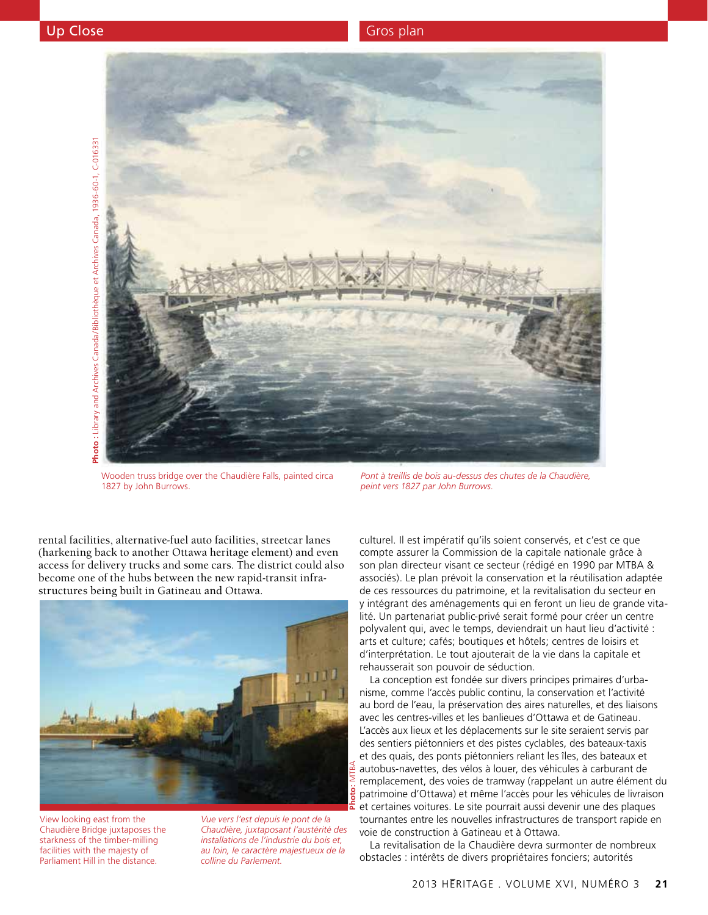Wooden truss bridge over the Chaudière Falls, painted circa 1827 by John Burrows.

*Pont à treillis de bois au-dessus des chutes de la Chaudière, peint vers 1827 par John Burrows.*

Photo : Library and Archives Canada/Bibliothèque et Archives Canada, 1936-60-1, C-016331

rental facilities, alternative-fuel auto facilities, streetcar lanes (harkening back to another Ottawa heritage element) and even access for delivery trucks and some cars. The district could also become one of the hubs between the new rapid-transit infrastructures being built in Gatineau and Ottawa.

View looking east from the Chaudière Bridge juxtaposes the starkness of the timber-milling facilities with the majesty of Parliament Hill in the distance.

*Vue vers l'est depuis le pont de la Chaudière, juxtaposant l'austérité des installations de l'industrie du bois et, au loin, le caractère majestueux de la colline du Parlement.*

Photo: MTBA

culturel. Il est impératif qu'ils soient conservés, et c'est ce que compte assurer la Commission de la capitale nationale grâce à son plan directeur visant ce secteur (rédigé en 1990 par MTBA & associés). Le plan prévoit la conservation et la réutilisation adaptée de ces ressources du patrimoine, et la revitalisation du secteur en y intégrant des aménagements qui en feront un lieu de grande vitalité. Un partenariat public-privé serait formé pour créer un centre polyvalent qui, avec le temps, deviendrait un haut lieu d'activité : arts et culture; cafés; boutiques et hôtels; centres de loisirs et d'interprétation. Le tout ajouterait de la vie dans la capitale et rehausserait son pouvoir de séduction.

La conception est fondée sur divers principes primaires d'urbanisme, comme l'accès public continu, la conservation et l'activité au bord de l'eau, la préservation des aires naturelles, et des liaisons avec les centres-villes et les banlieues d'Ottawa et de Gatineau. L'accès aux lieux et les déplacements sur le site seraient servis par des sentiers piétonniers et des pistes cyclables, des bateaux-taxis et des quais, des ponts piétonniers reliant les îles, des bateaux et autobus-navettes, des vélos à louer, des véhicules à carburant de remplacement, des voies de tramway (rappelant un autre élément du patrimoine d'Ottawa) et même l'accès pour les véhicules de livraison et certaines voitures. Le site pourrait aussi devenir une des plaques tournantes entre les nouvelles infrastructures de transport rapide en voie de construction à Gatineau et à Ottawa.

La revitalisation de la Chaudière devra surmonter de nombreux obstacles : intérêts de divers propriétaires fonciers; autorités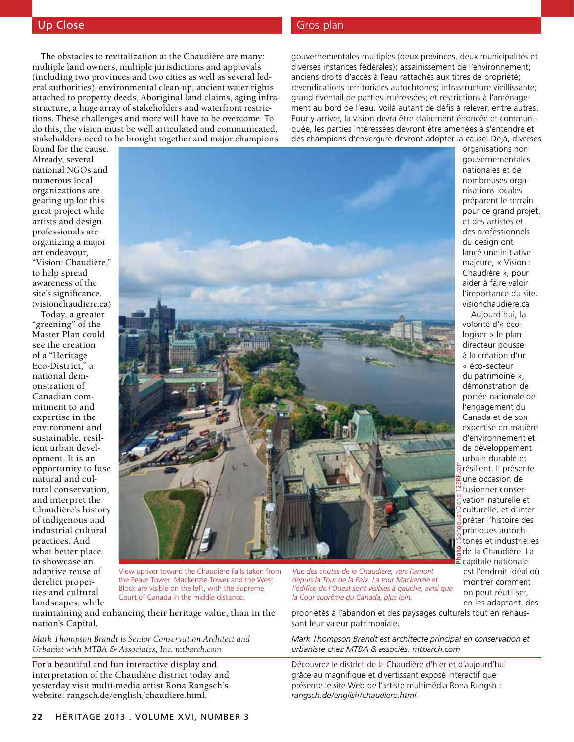The obstacles to revitalization at the Chaudière are many: multiple land owners, multiple jurisdictions and approvals (including two provinces and two cities as well as several federal authorities), environmental clean-up, ancient water rights attached to property deeds, Aboriginal land claims, aging infrastructure, a huge array of stakeholders and waterfront restrictions. These challenges and more will have to be overcome. To do this, the vision must be well articulated and communicated, stakeholders need to be brought together and major champions found for the cause. Already, several national NGOs and numerous local organizations are gearing up for this great project while artists and design professionals are organizing a major art endeavour, "Vision: Chaudière," to help spread awareness of the site's significance. (visionchaudiere.ca)

Today, a greater "greening" of the Master Plan could see the creation of a "Heritage Eco-District," a national demonstration of Canadian commitment to and expertise in the environment and sustainable, resilient urban development. It is an opportunity to fuse natural and cultural conservation, and interpret the Chaudière's history of indigenous and industrial cultural practices. And what better place to showcase an adaptive reuse of derelict properties and cultural landscapes, while maintaining and enhancing their heritage value, than in the nation's Capital.

*Mark Thompson Brandt is Senior Conservation Architect and Urbanist with MTBA & Associates, Inc. mtbarch.com*

For a beautiful and fun interactive display and interpretation of the Chaudière district today and yesterday visit multi-media artist Rona Rangsch's website: rangsch.de/english/chaudiere.html.

View upriver toward the Chaudière Falls taken from the Peace Tower. Mackenzie Tower and the West Block are visible on the left, with the Supreme Court of Canada in the middle distance.

*Vue des chutes de la Chaudière, vers l'amont depuis la Tour de la Paix. La tour Mackenzie et l'édifice de l'Ouest sont visibles à gauche, ainsi que la Cour suprême du Canada, plus loin.*

Photo : Songquan Deng-123RF.com

gouvernementales multiples (deux provinces, deux municipalités et diverses instances fédérales); assainissement de l'environnement; anciens droits d'accès à l'eau rattachés aux titres de propriété; revendications territoriales autochtones; infrastructure vieillissante; grand éventail de parties intéressées; et restrictions à l'aménagement au bord de l'eau. Voilà autant de défis à relever, entre autres. Pour y arriver, la vision devra être clairement énoncée et communiquée, les parties intéressées devront être amenées à s'entendre et des champions d'envergure devront adopter la cause. Déjà, diverses organisations non gouvernementales nationales et de nombreuses organisations locales préparent le terrain pour ce grand projet, et des artistes et des professionnels du design ont lancé une initiative majeure, « Vision : Chaudière », pour aider à faire valoir l'importance du site. visionchaudiere.ca

Aujourd'hui, la volonté d'« éco-logiser » le plan directeur pousse à la création d'un « éco-secteur du patrimoine », démonstration de portée nationale de l'engagement du Canada et de son expertise en matière d'environnement et de développement urbain durable et résilient. Il présente une occasion de fusionner conservation naturelle et culturelle, et d'interpréter l'histoire des pratiques autochtones et industrielles de la Chaudière. La capitale nationale est l'endroit idéal où montrer comment on peut réutiliser, en les adaptant, des propriétés à l'abandon et des paysages culturels tout en rehaussant leur valeur patrimoniale.

*Mark Thompson Brandt est architecte principal en conservation et urbaniste chez MTBA & associés. mtbarch.com*

Découvrez le district de la Chaudière d'hier et d'aujourd'hui grâce au magnifique et divertissant exposé interactif que présente le site Web de l'artiste multimédia Rona Rangsh : *rangsch.de/english/chaudiere.html.*